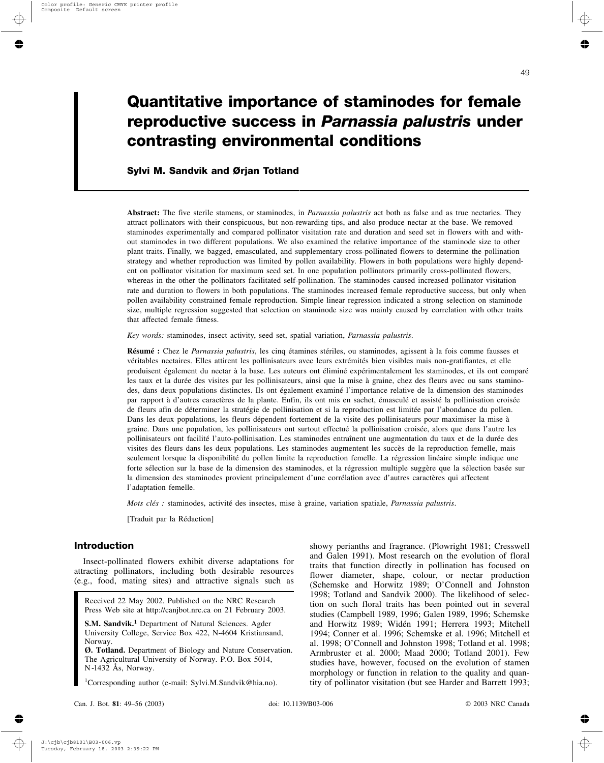# Quantitative importance of staminodes for female reproductive success in *Parnassia palustris* under contrasting environmental conditions

**Sylvi M. Sandvik and Ørjan Totland**

**Abstract:** The five sterile stamens, or staminodes, in *Parnassia palustris* act both as false and as true nectaries. They attract pollinators with their conspicuous, but non-rewarding tips, and also produce nectar at the base. We removed staminodes experimentally and compared pollinator visitation rate and duration and seed set in flowers with and without staminodes in two different populations. We also examined the relative importance of the staminode size to other plant traits. Finally, we bagged, emasculated, and supplementary cross-pollinated flowers to determine the pollination strategy and whether reproduction was limited by pollen availability. Flowers in both populations were highly dependent on pollinator visitation for maximum seed set. In one population pollinators primarily cross-pollinated flowers, whereas in the other the pollinators facilitated self-pollination. The staminodes caused increased pollinator visitation rate and duration to flowers in both populations. The staminodes increased female reproductive success, but only when pollen availability constrained female reproduction. Simple linear regression indicated a strong selection on staminode size, multiple regression suggested that selection on staminode size was mainly caused by correlation with other traits that affected female fitness.

*Key words:* staminodes, insect activity, seed set, spatial variation, *Parnassia palustris*.

**Résumé :** Chez le *Parnassia palustris*, les cinq étamines stériles, ou staminodes, agissent à la fois comme fausses et véritables nectaires. Elles attirent les pollinisateurs avec leurs extrémités bien visibles mais non-gratifiantes, et elle produisent également du nectar à la base. Les auteurs ont éliminé expérimentalement les staminodes, et ils ont comparé les taux et la durée des visites par les pollinisateurs, ainsi que la mise à graine, chez des fleurs avec ou sans staminodes, dans deux populations distinctes. Ils ont également examiné l'importance relative de la dimension des staminodes par rapport à d'autres caractères de la plante. Enfin, ils ont mis en sachet, émasculé et assisté la pollinisation croisée de fleurs afin de déterminer la stratégie de pollinisation et si la reproduction est limitée par l'abondance du pollen. Dans les deux populations, les fleurs dépendent fortement de la visite des pollinisateurs pour maximiser la mise à graine. Dans une population, les pollinisateurs ont surtout effectué la pollinisation croisée, alors que dans l'autre les pollinisateurs ont facilité l'auto-pollinisation. Les staminodes entraînent une augmentation du taux et de la durée des visites des fleurs dans les deux populations. Les staminodes augmentent les succès de la reproduction femelle, mais seulement lorsque la disponibilité du pollen limite la reproduction femelle. La régression linéaire simple indique une forte sélection sur la base de la dimension des staminodes, et la régression multiple suggère que la sélection basée sur la dimension des staminodes provient principalement d'une corrélation avec d'autres caractères qui affectent l'adaptation femelle.

*Mots clés :* staminodes, activité des insectes, mise à graine, variation spatiale, *Parnassia palustris*.

[Traduit par la Rédaction]

## Introduction

Insect-pollinated flowers exhibit diverse adaptations for attracting pollinators, including both desirable resources (e.g., food, mating sites) and attractive signals such as showy perianths and fragrance. (Plowright 1981; Cresswell and Galen 1991). Most research on the evolution of floral traits that function directly in pollination has focused on flower diameter, shape, colour, or nectar production (Schemske and Horwitz 1989; O'Connell and Johnston 1998; Totland and Sandvik 2000). The likelihood of selection on such floral traits has been pointed out in several studies (Campbell 1989, 1996; Galen 1989, 1996; Schemske and Horwitz 1989; Widén 1991; Herrera 1993; Mitchell 1994; Conner et al. 1996; Schemske et al. 1996; Mitchell et al. 1998; O'Connell and Johnston 1998; Totland et al. 1998; Armbruster et al. 2000; Maad 2000; Totland 2001). Few studies have, however, focused on the evolution of stamen morphology or function in relation to the quality and quantity of pollinator visitation (but see Harder and Barrett 1993;

Received 22 May 2002. Published on the NRC Research Press Web site at http://canjbot.nrc.ca on 21 February 2003.

**S.M. Sandvik.**[1] Department of Natural Sciences. Agder University College, Service Box 422, N-4604 Kristiansand, Norway.
**Ø. Totland.** Department of Biology and Nature Conservation. The Agricultural University of Norway. P.O. Box 5014, N-1432 Ås, Norway.

[1]Corresponding author (e-mail: Sylvi.M.Sandvik@hia.no).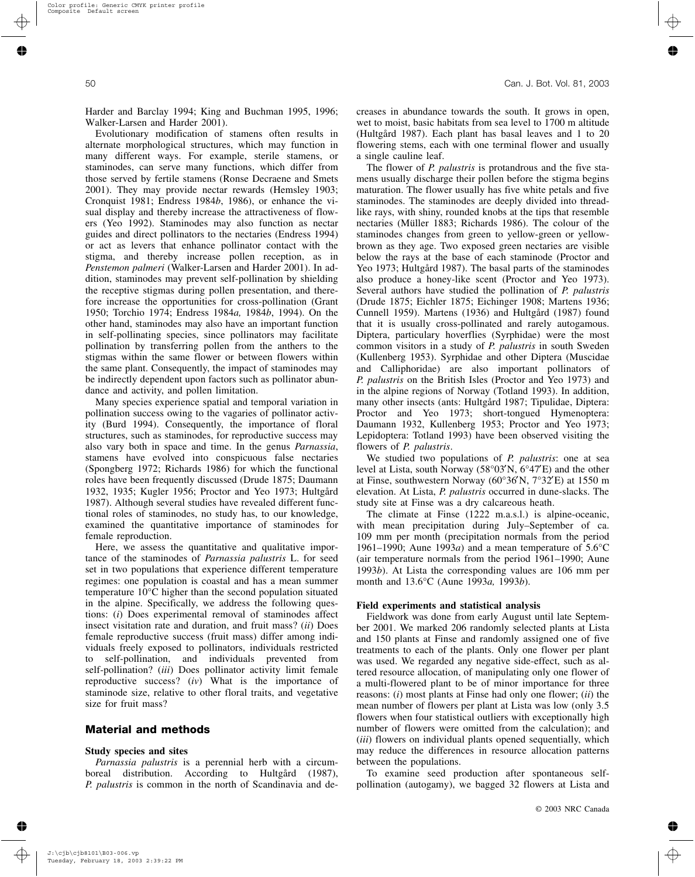Harder and Barclay 1994; King and Buchman 1995, 1996; Walker-Larsen and Harder 2001).

Evolutionary modification of stamens often results in alternate morphological structures, which may function in many different ways. For example, sterile stamens, or staminodes, can serve many functions, which differ from those served by fertile stamens (Ronse Decraene and Smets 2001). They may provide nectar rewards (Hemsley 1903; Cronquist 1981; Endress 1984*b*, 1986), or enhance the visual display and thereby increase the attractiveness of flowers (Yeo 1992). Staminodes may also function as nectar guides and direct pollinators to the nectaries (Endress 1994) or act as levers that enhance pollinator contact with the stigma, and thereby increase pollen reception, as in *Penstemon palmeri* (Walker-Larsen and Harder 2001). In addition, staminodes may prevent self-pollination by shielding the receptive stigmas during pollen presentation, and therefore increase the opportunities for cross-pollination (Grant 1950; Torchio 1974; Endress 1984*a,* 1984*b*, 1994). On the other hand, staminodes may also have an important function in self-pollinating species, since pollinators may facilitate pollination by transferring pollen from the anthers to the stigmas within the same flower or between flowers within the same plant. Consequently, the impact of staminodes may be indirectly dependent upon factors such as pollinator abundance and activity, and pollen limitation.

Many species experience spatial and temporal variation in pollination success owing to the vagaries of pollinator activity (Burd 1994). Consequently, the importance of floral structures, such as staminodes, for reproductive success may also vary both in space and time. In the genus *Parnassia*, stamens have evolved into conspicuous false nectaries (Spongberg 1972; Richards 1986) for which the functional roles have been frequently discussed (Drude 1875; Daumann 1932, 1935; Kugler 1956; Proctor and Yeo 1973; Hultgård 1987). Although several studies have revealed different functional roles of staminodes, no study has, to our knowledge, examined the quantitative importance of staminodes for female reproduction.

Here, we assess the quantitative and qualitative importance of the staminodes of *Parnassia palustris* L. for seed set in two populations that experience different temperature regimes: one population is coastal and has a mean summer temperature 10°C higher than the second population situated in the alpine. Specifically, we address the following questions: (*i*) Does experimental removal of staminodes affect insect visitation rate and duration, and fruit mass? (*ii*) Does female reproductive success (fruit mass) differ among individuals freely exposed to pollinators, individuals restricted to self-pollination, and individuals prevented from self-pollination? (*iii*) Does pollinator activity limit female reproductive success? (*iv*) What is the importance of staminode size, relative to other floral traits, and vegetative size for fruit mass?

## Material and methods

### Study species and sites

*Parnassia palustris* is a perennial herb with a circumboreal distribution. According to Hultgård (1987), *P. palustris* is common in the north of Scandinavia and decreases in abundance towards the south. It grows in open, wet to moist, basic habitats from sea level to 1700 m altitude (Hultgård 1987). Each plant has basal leaves and 1 to 20 flowering stems, each with one terminal flower and usually a single cauline leaf.

The flower of *P. palustris* is protandrous and the five stamens usually discharge their pollen before the stigma begins maturation. The flower usually has five white petals and five staminodes. The staminodes are deeply divided into thread-like rays, with shiny, rounded knobs at the tips that resemble nectaries (Müller 1883; Richards 1986). The colour of the staminodes changes from green to yellow-green or yellow-brown as they age. Two exposed green nectaries are visible below the rays at the base of each staminode (Proctor and Yeo 1973; Hultgård 1987). The basal parts of the staminodes also produce a honey-like scent (Proctor and Yeo 1973). Several authors have studied the pollination of *P. palustris* (Drude 1875; Eichler 1875; Eichinger 1908; Martens 1936; Cunnell 1959). Martens (1936) and Hultgård (1987) found that it is usually cross-pollinated and rarely autogamous. Diptera, particulary hoverflies (Syrphidae) were the most common visitors in a study of *P. palustris* in south Sweden (Kullenberg 1953). Syrphidae and other Diptera (Muscidae and Calliphoridae) are also important pollinators of *P. palustris* on the British Isles (Proctor and Yeo 1973) and in the alpine regions of Norway (Totland 1993). In addition, many other insects (ants: Hultgård 1987; Tipulidae, Diptera: Proctor and Yeo 1973; short-tongued Hymenoptera: Daumann 1932, Kullenberg 1953; Proctor and Yeo 1973; Lepidoptera: Totland 1993) have been observed visiting the flowers of *P. palustris*.

We studied two populations of *P. palustris*: one at sea level at Lista, south Norway (58°03′N, 6°47′E) and the other at Finse, southwestern Norway (60°36′N, 7°32′E) at 1550 m elevation. At Lista, *P. palustris* occurred in dune-slacks. The study site at Finse was a dry calcareous heath.

The climate at Finse (1222 m.a.s.l.) is alpine-oceanic, with mean precipitation during July–September of ca. 109 mm per month (precipitation normals from the period 1961–1990; Aune 1993*a*) and a mean temperature of 5.6°C (air temperature normals from the period 1961–1990; Aune 1993*b*). At Lista the corresponding values are 106 mm per month and 13.6°C (Aune 1993*a,* 1993*b*).

### Field experiments and statistical analysis

Fieldwork was done from early August until late September 2001. We marked 206 randomly selected plants at Lista and 150 plants at Finse and randomly assigned one of five treatments to each of the plants. Only one flower per plant was used. We regarded any negative side-effect, such as altered resource allocation, of manipulating only one flower of a multi-flowered plant to be of minor importance for three reasons: (*i*) most plants at Finse had only one flower; (*ii*) the mean number of flowers per plant at Lista was low (only 3.5 flowers when four statistical outliers with exceptionally high number of flowers were omitted from the calculation); and (*iii*) flowers on individual plants opened sequentially, which may reduce the differences in resource allocation patterns between the populations.

To examine seed production after spontaneous self-pollination (autogamy), we bagged 32 flowers at Lista and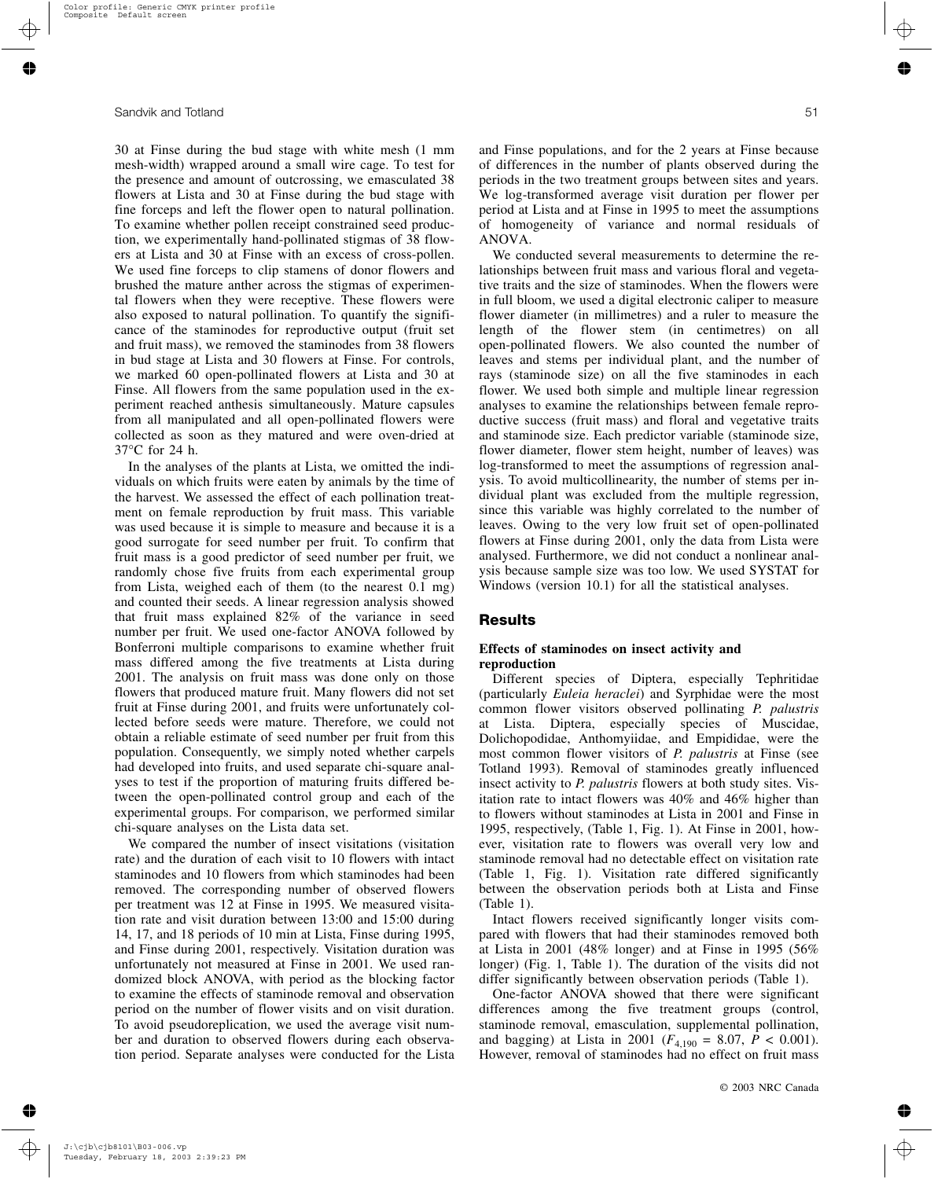30 at Finse during the bud stage with white mesh (1 mm mesh-width) wrapped around a small wire cage. To test for the presence and amount of outcrossing, we emasculated 38 flowers at Lista and 30 at Finse during the bud stage with fine forceps and left the flower open to natural pollination. To examine whether pollen receipt constrained seed production, we experimentally hand-pollinated stigmas of 38 flowers at Lista and 30 at Finse with an excess of cross-pollen. We used fine forceps to clip stamens of donor flowers and brushed the mature anther across the stigmas of experimental flowers when they were receptive. These flowers were also exposed to natural pollination. To quantify the significance of the staminodes for reproductive output (fruit set and fruit mass), we removed the staminodes from 38 flowers in bud stage at Lista and 30 flowers at Finse. For controls, we marked 60 open-pollinated flowers at Lista and 30 at Finse. All flowers from the same population used in the experiment reached anthesis simultaneously. Mature capsules from all manipulated and all open-pollinated flowers were collected as soon as they matured and were oven-dried at 37°C for 24 h.

In the analyses of the plants at Lista, we omitted the individuals on which fruits were eaten by animals by the time of the harvest. We assessed the effect of each pollination treatment on female reproduction by fruit mass. This variable was used because it is simple to measure and because it is a good surrogate for seed number per fruit. To confirm that fruit mass is a good predictor of seed number per fruit, we randomly chose five fruits from each experimental group from Lista, weighed each of them (to the nearest 0.1 mg) and counted their seeds. A linear regression analysis showed that fruit mass explained 82% of the variance in seed number per fruit. We used one-factor ANOVA followed by Bonferroni multiple comparisons to examine whether fruit mass differed among the five treatments at Lista during 2001. The analysis on fruit mass was done only on those flowers that produced mature fruit. Many flowers did not set fruit at Finse during 2001, and fruits were unfortunately collected before seeds were mature. Therefore, we could not obtain a reliable estimate of seed number per fruit from this population. Consequently, we simply noted whether carpels had developed into fruits, and used separate chi-square analyses to test if the proportion of maturing fruits differed between the open-pollinated control group and each of the experimental groups. For comparison, we performed similar chi-square analyses on the Lista data set.

We compared the number of insect visitations (visitation rate) and the duration of each visit to 10 flowers with intact staminodes and 10 flowers from which staminodes had been removed. The corresponding number of observed flowers per treatment was 12 at Finse in 1995. We measured visitation rate and visit duration between 13:00 and 15:00 during 14, 17, and 18 periods of 10 min at Lista, Finse during 1995, and Finse during 2001, respectively. Visitation duration was unfortunately not measured at Finse in 2001. We used randomized block ANOVA, with period as the blocking factor to examine the effects of staminode removal and observation period on the number of flower visits and on visit duration. To avoid pseudoreplication, we used the average visit number and duration to observed flowers during each observation period. Separate analyses were conducted for the Lista and Finse populations, and for the 2 years at Finse because of differences in the number of plants observed during the periods in the two treatment groups between sites and years. We log-transformed average visit duration per flower per period at Lista and at Finse in 1995 to meet the assumptions of homogeneity of variance and normal residuals of ANOVA.

We conducted several measurements to determine the relationships between fruit mass and various floral and vegetative traits and the size of staminodes. When the flowers were in full bloom, we used a digital electronic caliper to measure flower diameter (in millimetres) and a ruler to measure the length of the flower stem (in centimetres) on all open-pollinated flowers. We also counted the number of leaves and stems per individual plant, and the number of rays (staminode size) on all the five staminodes in each flower. We used both simple and multiple linear regression analyses to examine the relationships between female reproductive success (fruit mass) and floral and vegetative traits and staminode size. Each predictor variable (staminode size, flower diameter, flower stem height, number of leaves) was log-transformed to meet the assumptions of regression analysis. To avoid multicollinearity, the number of stems per individual plant was excluded from the multiple regression, since this variable was highly correlated to the number of leaves. Owing to the very low fruit set of open-pollinated flowers at Finse during 2001, only the data from Lista were analysed. Furthermore, we did not conduct a nonlinear analysis because sample size was too low. We used SYSTAT for Windows (version 10.1) for all the statistical analyses.

## Results

### Effects of staminodes on insect activity and reproduction

Different species of Diptera, especially Tephritidae (particularly *Euleia heraclei*) and Syrphidae were the most common flower visitors observed pollinating *P. palustris* at Lista. Diptera, especially species of Muscidae, Dolichopodidae, Anthomyiidae, and Empididae, were the most common flower visitors of *P. palustris* at Finse (see Totland 1993). Removal of staminodes greatly influenced insect activity to *P. palustris* flowers at both study sites. Visitation rate to intact flowers was 40% and 46% higher than to flowers without staminodes at Lista in 2001 and Finse in 1995, respectively, (Table 1, Fig. 1). At Finse in 2001, however, visitation rate to flowers was overall very low and staminode removal had no detectable effect on visitation rate (Table 1, Fig. 1). Visitation rate differed significantly between the observation periods both at Lista and Finse (Table 1).

Intact flowers received significantly longer visits compared with flowers that had their staminodes removed both at Lista in 2001 (48% longer) and at Finse in 1995 (56% longer) (Fig. 1, Table 1). The duration of the visits did not differ significantly between observation periods (Table 1).

One-factor ANOVA showed that there were significant differences among the five treatment groups (control, staminode removal, emasculation, supplemental pollination, and bagging) at Lista in 2001 ($F_{4,190} = 8.07$, $P < 0.001$). However, removal of staminodes had no effect on fruit mass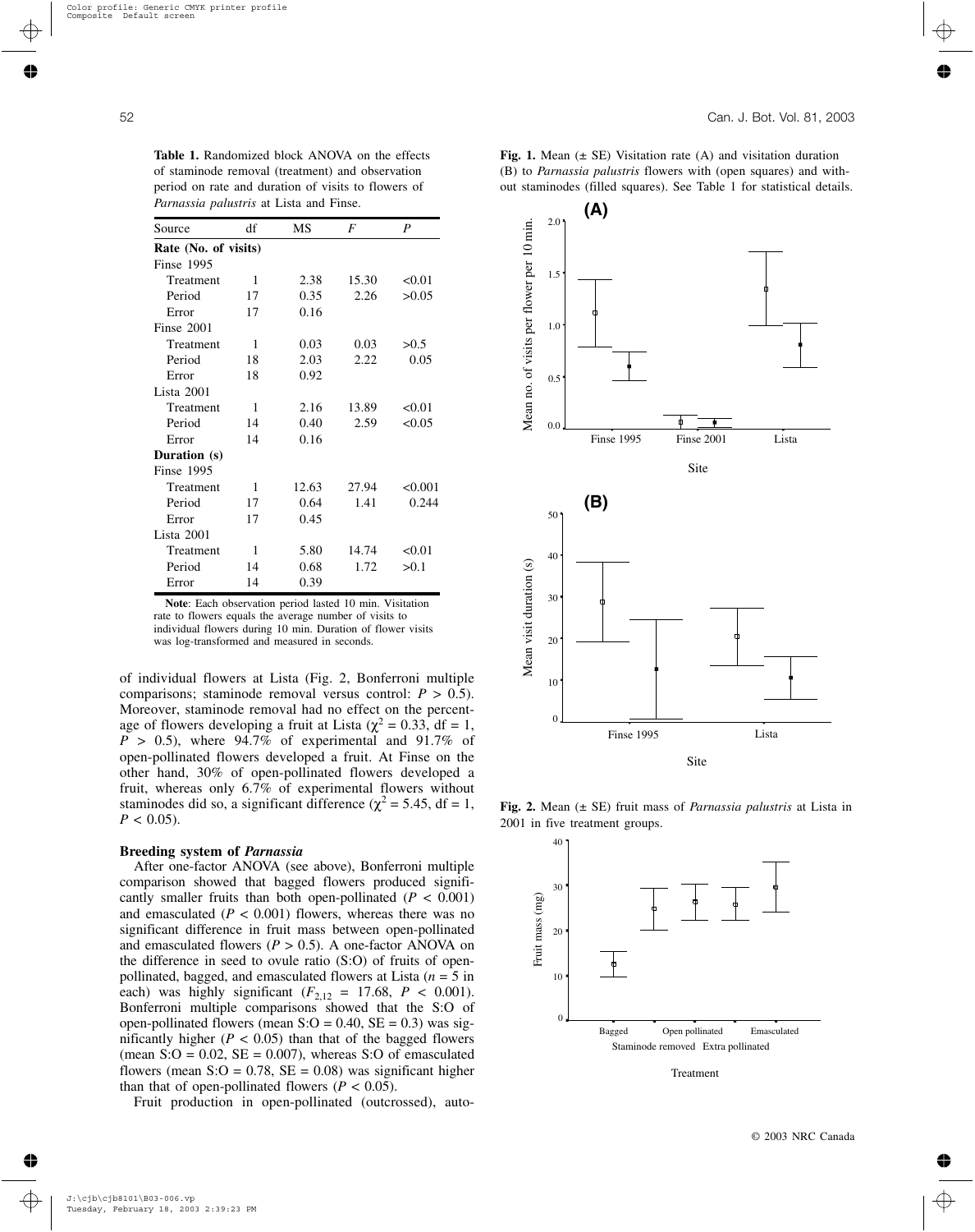**Table 1.** Randomized block ANOVA on the effects of staminode removal (treatment) and observation period on rate and duration of visits to flowers of *Parnassia palustris* at Lista and Finse.

| Source | df | MS | *F* | *P* |
|---|---|---|---|---|
| **Rate (No. of visits)** | | | | |
| Finse 1995 | | | | |
| Treatment | 1 | 2.38 | 15.30 | <0.01 |
| Period | 17 | 0.35 | 2.26 | >0.05 |
| Error | 17 | 0.16 | | |
| Finse 2001 | | | | |
| Treatment | 1 | 0.03 | 0.03 | >0.5 |
| Period | 18 | 2.03 | 2.22 | 0.05 |
| Error | 18 | 0.92 | | |
| Lista 2001 | | | | |
| Treatment | 1 | 2.16 | 13.89 | <0.01 |
| Period | 14 | 0.40 | 2.59 | <0.05 |
| Error | 14 | 0.16 | | |
| **Duration (s)** | | | | |
| Finse 1995 | | | | |
| Treatment | 1 | 12.63 | 27.94 | <0.001 |
| Period | 17 | 0.64 | 1.41 | 0.244 |
| Error | 17 | 0.45 | | |
| Lista 2001 | | | | |
| Treatment | 1 | 5.80 | 14.74 | <0.01 |
| Period | 14 | 0.68 | 1.72 | >0.1 |
| Error | 14 | 0.39 | | |

**Note**: Each observation period lasted 10 min. Visitation rate to flowers equals the average number of visits to individual flowers during 10 min. Duration of flower visits was log-transformed and measured in seconds.

of individual flowers at Lista (Fig. 2, Bonferroni multiple comparisons; staminode removal versus control: $P > 0.5$). Moreover, staminode removal had no effect on the percentage of flowers developing a fruit at Lista ($\chi^2 = 0.33$, df = 1, $P > 0.5$), where 94.7% of experimental and 91.7% of open-pollinated flowers developed a fruit. At Finse on the other hand, 30% of open-pollinated flowers developed a fruit, whereas only 6.7% of experimental flowers without staminodes did so, a significant difference ($\chi^2 = 5.45$, df = 1, $P < 0.05$).

### Breeding system of *Parnassia*

After one-factor ANOVA (see above), Bonferroni multiple comparison showed that bagged flowers produced significantly smaller fruits than both open-pollinated ($P < 0.001$) and emasculated ($P < 0.001$) flowers, whereas there was no significant difference in fruit mass between open-pollinated and emasculated flowers ($P > 0.5$). A one-factor ANOVA on the difference in seed to ovule ratio (S:O) of fruits of open-pollinated, bagged, and emasculated flowers at Lista ($n = 5$ in each) was highly significant ($F_{2,12} = 17.68$, $P < 0.001$). Bonferroni multiple comparisons showed that the S:O of open-pollinated flowers (mean S:O = 0.40, SE = 0.3) was significantly higher ($P < 0.05$) than that of the bagged flowers (mean S:O = 0.02, SE = 0.007), whereas S:O of emasculated flowers (mean S:O = 0.78, SE = 0.08) was significant higher than that of open-pollinated flowers ($P < 0.05$).

Fruit production in open-pollinated (outcrossed), auto-

**Fig. 1.** Mean (± SE) Visitation rate (A) and visitation duration (B) to *Parnassia palustris* flowers with (open squares) and without staminodes (filled squares). See Table 1 for statistical details.

**Fig. 2.** Mean (± SE) fruit mass of *Parnassia palustris* at Lista in 2001 in five treatment groups.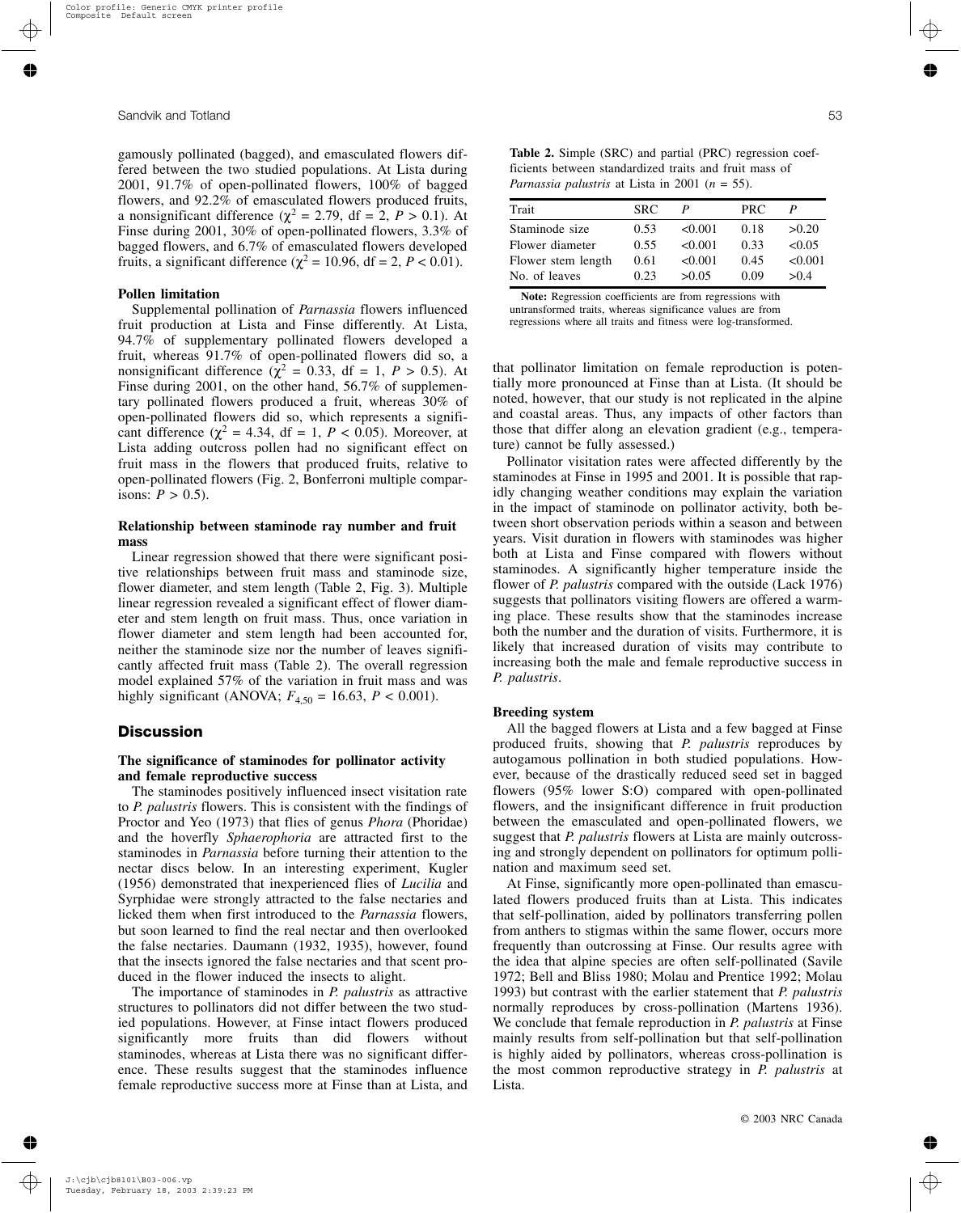gamously pollinated (bagged), and emasculated flowers differed between the two studied populations. At Lista during 2001, 91.7% of open-pollinated flowers, 100% of bagged flowers, and 92.2% of emasculated flowers produced fruits, a nonsignificant difference ($\chi^2 = 2.79$, df = 2, $P > 0.1$). At Finse during 2001, 30% of open-pollinated flowers, 3.3% of bagged flowers, and 6.7% of emasculated flowers developed fruits, a significant difference ($\chi^2 = 10.96$, df = 2, $P < 0.01$).

**Pollen limitation**

Supplemental pollination of *Parnassia* flowers influenced fruit production at Lista and Finse differently. At Lista, 94.7% of supplementary pollinated flowers developed a fruit, whereas 91.7% of open-pollinated flowers did so, a nonsignificant difference ($\chi^2 = 0.33$, df = 1, $P > 0.5$). At Finse during 2001, on the other hand, 56.7% of supplementary pollinated flowers produced a fruit, whereas 30% of open-pollinated flowers did so, which represents a significant difference ($\chi^2 = 4.34$, df = 1, $P < 0.05$). Moreover, at Lista adding outcross pollen had no significant effect on fruit mass in the flowers that produced fruits, relative to open-pollinated flowers (Fig. 2, Bonferroni multiple comparisons: $P > 0.5$).

**Relationship between staminode ray number and fruit mass**

Linear regression showed that there were significant positive relationships between fruit mass and staminode size, flower diameter, and stem length (Table 2, Fig. 3). Multiple linear regression revealed a significant effect of flower diameter and stem length on fruit mass. Thus, once variation in flower diameter and stem length had been accounted for, neither the staminode size nor the number of leaves significantly affected fruit mass (Table 2). The overall regression model explained 57% of the variation in fruit mass and was highly significant (ANOVA; $F_{4,50} = 16.63$, $P < 0.001$).

**Table 2.** Simple (SRC) and partial (PRC) regression coefficients between standardized traits and fruit mass of *Parnassia palustris* at Lista in 2001 ($n = 55$).

| Trait | SRC | $P$ | PRC | $P$ |
|---|---|---|---|---|
| Staminode size | 0.53 | <0.001 | 0.18 | >0.20 |
| Flower diameter | 0.55 | <0.001 | 0.33 | <0.05 |
| Flower stem length | 0.61 | <0.001 | 0.45 | <0.001 |
| No. of leaves | 0.23 | >0.05 | 0.09 | >0.4 |

**Note:** Regression coefficients are from regressions with untransformed traits, whereas significance values are from regressions where all traits and fitness were log-transformed.

## Discussion

**The significance of staminodes for pollinator activity and female reproductive success**

The staminodes positively influenced insect visitation rate to *P. palustris* flowers. This is consistent with the findings of Proctor and Yeo (1973) that flies of genus *Phora* (Phoridae) and the hoverfly *Sphaerophoria* are attracted first to the staminodes in *Parnassia* before turning their attention to the nectar discs below. In an interesting experiment, Kugler (1956) demonstrated that inexperienced flies of *Lucilia* and Syrphidae were strongly attracted to the false nectaries and licked them when first introduced to the *Parnassia* flowers, but soon learned to find the real nectar and then overlooked the false nectaries. Daumann (1932, 1935), however, found that the insects ignored the false nectaries and that scent produced in the flower induced the insects to alight.

The importance of staminodes in *P. palustris* as attractive structures to pollinators did not differ between the two studied populations. However, at Finse intact flowers produced significantly more fruits than did flowers without staminodes, whereas at Lista there was no significant difference. These results suggest that the staminodes influence female reproductive success more at Finse than at Lista, and that pollinator limitation on female reproduction is potentially more pronounced at Finse than at Lista. (It should be noted, however, that our study is not replicated in the alpine and coastal areas. Thus, any impacts of other factors than those that differ along an elevation gradient (e.g., temperature) cannot be fully assessed.)

Pollinator visitation rates were affected differently by the staminodes at Finse in 1995 and 2001. It is possible that rapidly changing weather conditions may explain the variation in the impact of staminode on pollinator activity, both between short observation periods within a season and between years. Visit duration in flowers with staminodes was higher both at Lista and Finse compared with flowers without staminodes. A significantly higher temperature inside the flower of *P. palustris* compared with the outside (Lack 1976) suggests that pollinators visiting flowers are offered a warming place. These results show that the staminodes increase both the number and the duration of visits. Furthermore, it is likely that increased duration of visits may contribute to increasing both the male and female reproductive success in *P. palustris*.

**Breeding system**

All the bagged flowers at Lista and a few bagged at Finse produced fruits, showing that *P. palustris* reproduces by autogamous pollination in both studied populations. However, because of the drastically reduced seed set in bagged flowers (95% lower S:O) compared with open-pollinated flowers, and the insignificant difference in fruit production between the emasculated and open-pollinated flowers, we suggest that *P. palustris* flowers at Lista are mainly outcrossing and strongly dependent on pollinators for optimum pollination and maximum seed set.

At Finse, significantly more open-pollinated than emasculated flowers produced fruits than at Lista. This indicates that self-pollination, aided by pollinators transferring pollen from anthers to stigmas within the same flower, occurs more frequently than outcrossing at Finse. Our results agree with the idea that alpine species are often self-pollinated (Savile 1972; Bell and Bliss 1980; Molau and Prentice 1992; Molau 1993) but contrast with the earlier statement that *P. palustris* normally reproduces by cross-pollination (Martens 1936). We conclude that female reproduction in *P. palustris* at Finse mainly results from self-pollination but that self-pollination is highly aided by pollinators, whereas cross-pollination is the most common reproductive strategy in *P. palustris* at Lista.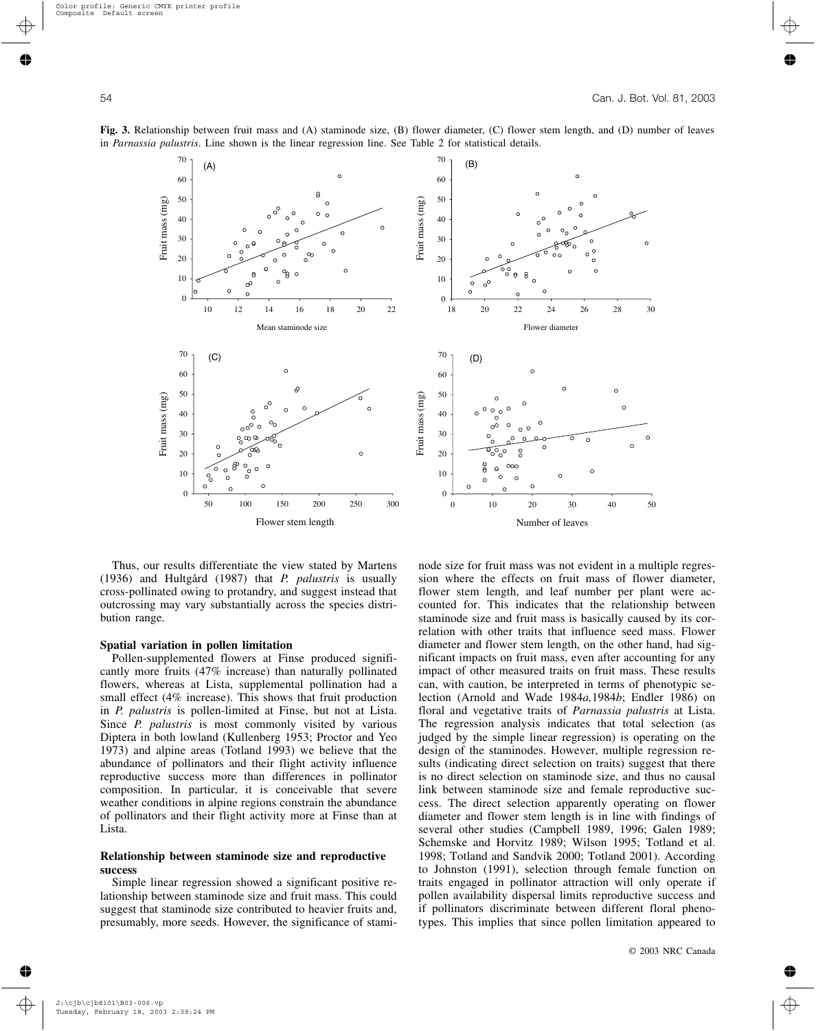**Fig. 3.** Relationship between fruit mass and (A) staminode size, (B) flower diameter, (C) flower stem length, and (D) number of leaves in *Parnassia palustris*. Line shown is the linear regression line. See Table 2 for statistical details.

Thus, our results differentiate the view stated by Martens (1936) and Hultgård (1987) that *P. palustris* is usually cross-pollinated owing to protandry, and suggest instead that outcrossing may vary substantially across the species distribution range.

### Spatial variation in pollen limitation

Pollen-supplemented flowers at Finse produced significantly more fruits (47% increase) than naturally pollinated flowers, whereas at Lista, supplemental pollination had a small effect (4% increase). This shows that fruit production in *P. palustris* is pollen-limited at Finse, but not at Lista. Since *P. palustris* is most commonly visited by various Diptera in both lowland (Kullenberg 1953; Proctor and Yeo 1973) and alpine areas (Totland 1993) we believe that the abundance of pollinators and their flight activity influence reproductive success more than differences in pollinator composition. In particular, it is conceivable that severe weather conditions in alpine regions constrain the abundance of pollinators and their flight activity more at Finse than at Lista.

### Relationship between staminode size and reproductive success

Simple linear regression showed a significant positive relationship between staminode size and fruit mass. This could suggest that staminode size contributed to heavier fruits and, presumably, more seeds. However, the significance of staminode size for fruit mass was not evident in a multiple regression where the effects on fruit mass of flower diameter, flower stem length, and leaf number per plant were accounted for. This indicates that the relationship between staminode size and fruit mass is basically caused by its correlation with other traits that influence seed mass. Flower diameter and flower stem length, on the other hand, had significant impacts on fruit mass, even after accounting for any impact of other measured traits on fruit mass. These results can, with caution, be interpreted in terms of phenotypic selection (Arnold and Wade 1984*a*,1984*b*; Endler 1986) on floral and vegetative traits of *Parnassia palustris* at Lista. The regression analysis indicates that total selection (as judged by the simple linear regression) is operating on the design of the staminodes. However, multiple regression results (indicating direct selection on traits) suggest that there is no direct selection on staminode size, and thus no causal link between staminode size and female reproductive success. The direct selection apparently operating on flower diameter and flower stem length is in line with findings of several other studies (Campbell 1989, 1996; Galen 1989; Schemske and Horvitz 1989; Wilson 1995; Totland et al. 1998; Totland and Sandvik 2000; Totland 2001). According to Johnston (1991), selection through female function on traits engaged in pollinator attraction will only operate if pollen availability dispersal limits reproductive success and if pollinators discriminate between different floral phenotypes. This implies that since pollen limitation appeared to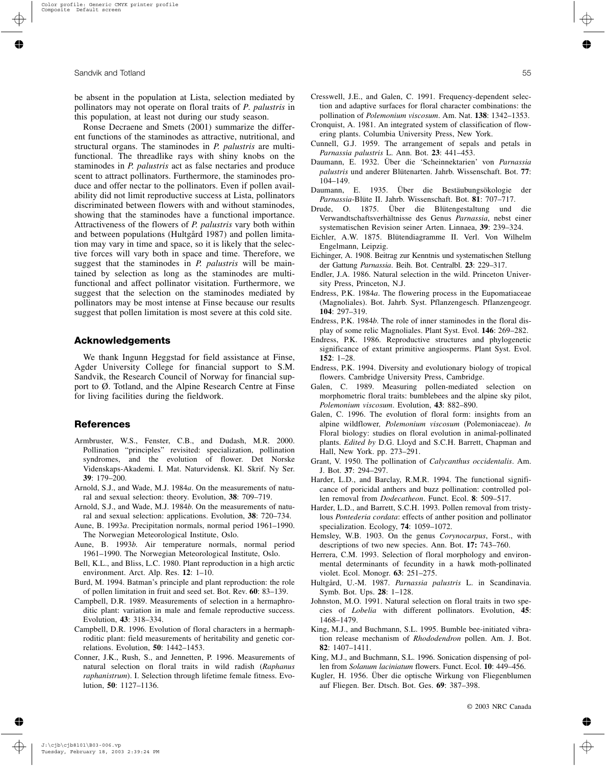be absent in the population at Lista, selection mediated by pollinators may not operate on floral traits of *P. palustris* in this population, at least not during our study season.

Ronse Decraene and Smets (2001) summarize the different functions of the staminodes as attractive, nutritional, and structural organs. The staminodes in *P. palustris* are multifunctional. The threadlike rays with shiny knobs on the staminodes in *P. palustris* act as false nectaries and produce scent to attract pollinators. Furthermore, the staminodes produce and offer nectar to the pollinators. Even if pollen availability did not limit reproductive success at Lista, pollinators discriminated between flowers with and without staminodes, showing that the staminodes have a functional importance. Attractiveness of the flowers of *P. palustris* vary both within and between populations (Hultgård 1987) and pollen limitation may vary in time and space, so it is likely that the selective forces will vary both in space and time. Therefore, we suggest that the staminodes in *P. palustris* will be maintained by selection as long as the staminodes are multifunctional and affect pollinator visitation. Furthermore, we suggest that the selection on the staminodes mediated by pollinators may be most intense at Finse because our results suggest that pollen limitation is most severe at this cold site.

## Acknowledgements

We thank Ingunn Heggstad for field assistance at Finse, Agder University College for financial support to S.M. Sandvik, the Research Council of Norway for financial support to Ø. Totland, and the Alpine Research Centre at Finse for living facilities during the fieldwork.

## References

Armbruster, W.S., Fenster, C.B., and Dudash, M.R. 2000. Pollination "principles" revisited: specialization, pollination syndromes, and the evolution of flower. Det Norske Videnskaps-Akademi. I. Mat. Naturvidensk. Kl. Skrif. Ny Ser. **39**: 179–200.

Arnold, S.J., and Wade, M.J. 1984*a*. On the measurements of natural and sexual selection: theory. Evolution, **38**: 709–719.

Arnold, S.J., and Wade, M.J. 1984*b*. On the measurements of natural and sexual selection: applications. Evolution, **38**: 720–734.

Aune, B. 1993*a*. Precipitation normals, normal period 1961–1990. The Norwegian Meteorological Institute, Oslo.

Aune, B. 1993*b*. Air temperature normals, normal period 1961–1990. The Norwegian Meteorological Institute, Oslo.

Bell, K.L., and Bliss, L.C. 1980. Plant reproduction in a high arctic environment. Arct. Alp. Res. **12**: 1–10.

Burd, M. 1994. Batman's principle and plant reproduction: the role of pollen limitation in fruit and seed set. Bot. Rev. **60**: 83–139.

Campbell, D.R. 1989. Measurements of selection in a hermaphroditic plant: variation in male and female reproductive success. Evolution, **43**: 318–334.

Campbell, D.R. 1996. Evolution of floral characters in a hermaphroditic plant: field measurements of heritability and genetic correlations. Evolution, **50**: 1442–1453.

Conner, J.K., Rush, S., and Jennetten, P. 1996. Measurements of natural selection on floral traits in wild radish (*Raphanus raphanistrum*). I. Selection through lifetime female fitness. Evolution, **50**: 1127–1136.

Cresswell, J.E., and Galen, C. 1991. Frequency-dependent selection and adaptive surfaces for floral character combinations: the pollination of *Polemonium viscosum*. Am. Nat. **138**: 1342–1353.

Cronquist, A. 1981. An integrated system of classification of flowering plants. Columbia University Press, New York.

Cunnell, G.J. 1959. The arrangement of sepals and petals in *Parnassia palustris* L. Ann. Bot. **23**: 441–453.

Daumann, E. 1932. Über die 'Scheinnektarien' von *Parnassia palustris* und anderer Blütenarten. Jahrb. Wissenschaft. Bot. **77**: 104–149.

Daumann, E. 1935. Über die Bestäubungsökologie der *Parnassia*-Blüte II. Jahrb. Wissenschaft. Bot. **81**: 707–717.

Drude, O. 1875. Über die Blütengestaltung und die Verwandtschaftsverhältnisse des Genus *Parnassia*, nebst einer systematischen Revision seiner Arten. Linnaea, **39**: 239–324.

Eichler, A.W. 1875. Blütendiagramme II. Verl. Von Wilhelm Engelmann, Leipzig.

Eichinger, A. 1908. Beitrag zur Kenntnis und systematischen Stellung der Gattung *Parnassia*. Beih. Bot. Centralbl. **23**: 229–317.

Endler, J.A. 1986. Natural selection in the wild. Princeton University Press, Princeton, N.J.

Endress, P.K. 1984*a*. The flowering process in the Eupomatiaceae (Magnoliales). Bot. Jahrb. Syst. Pflanzengesch. Pflanzengeogr. **104**: 297–319.

Endress, P.K. 1984*b*. The role of inner staminodes in the floral display of some relic Magnoliales. Plant Syst. Evol. **146**: 269–282.

Endress, P.K. 1986. Reproductive structures and phylogenetic significance of extant primitive angiosperms. Plant Syst. Evol. **152**: 1–28.

Endress, P.K. 1994. Diversity and evolutionary biology of tropical flowers. Cambridge University Press, Cambridge.

Galen, C. 1989. Measuring pollen-mediated selection on morphometric floral traits: bumblebees and the alpine sky pilot, *Polemonium viscosum*. Evolution, **43**: 882–890.

Galen, C. 1996. The evolution of floral form: insights from an alpine wildflower, *Polemonium viscosum* (Polemoniaceae). *In* Floral biology: studies on floral evolution in animal-pollinated plants. *Edited by* D.G. Lloyd and S.C.H. Barrett, Chapman and Hall, New York. pp. 273–291.

Grant, V. 1950. The pollination of *Calycanthus occidentalis*. Am. J. Bot. **37**: 294–297.

Harder, L.D., and Barclay, R.M.R. 1994. The functional significance of poricidal anthers and buzz pollination: controlled pollen removal from *Dodecatheon*. Funct. Ecol. **8**: 509–517.

Harder, L.D., and Barrett, S.C.H. 1993. Pollen removal from tristylous *Pontederia cordata*: effects of anther position and pollinator specialization. Ecology, **74**: 1059–1072.

Hemsley, W.B. 1903. On the genus *Corynocarpus*, Forst., with descriptions of two new species. Ann. Bot. **17:** 743–760.

Herrera, C.M. 1993. Selection of floral morphology and environmental determinants of fecundity in a hawk moth-pollinated violet. Ecol. Monogr. **63**: 251–275.

Hultgård, U.-M. 1987. *Parnassia palustris* L. in Scandinavia. Symb. Bot. Ups. **28**: 1–128.

Johnston, M.O. 1991. Natural selection on floral traits in two species of *Lobelia* with different pollinators. Evolution, **45**: 1468–1479.

King, M.J., and Buchmann, S.L. 1995. Bumble bee-initiated vibration release mechanism of *Rhododendron* pollen. Am. J. Bot. **82**: 1407–1411.

King, M.J., and Buchmann, S.L. 1996. Sonication dispensing of pollen from *Solanum laciniatum* flowers. Funct. Ecol. **10**: 449–456.

Kugler, H. 1956. Über die optische Wirkung von Fliegenblumen auf Fliegen. Ber. Dtsch. Bot. Ges. **69**: 387–398.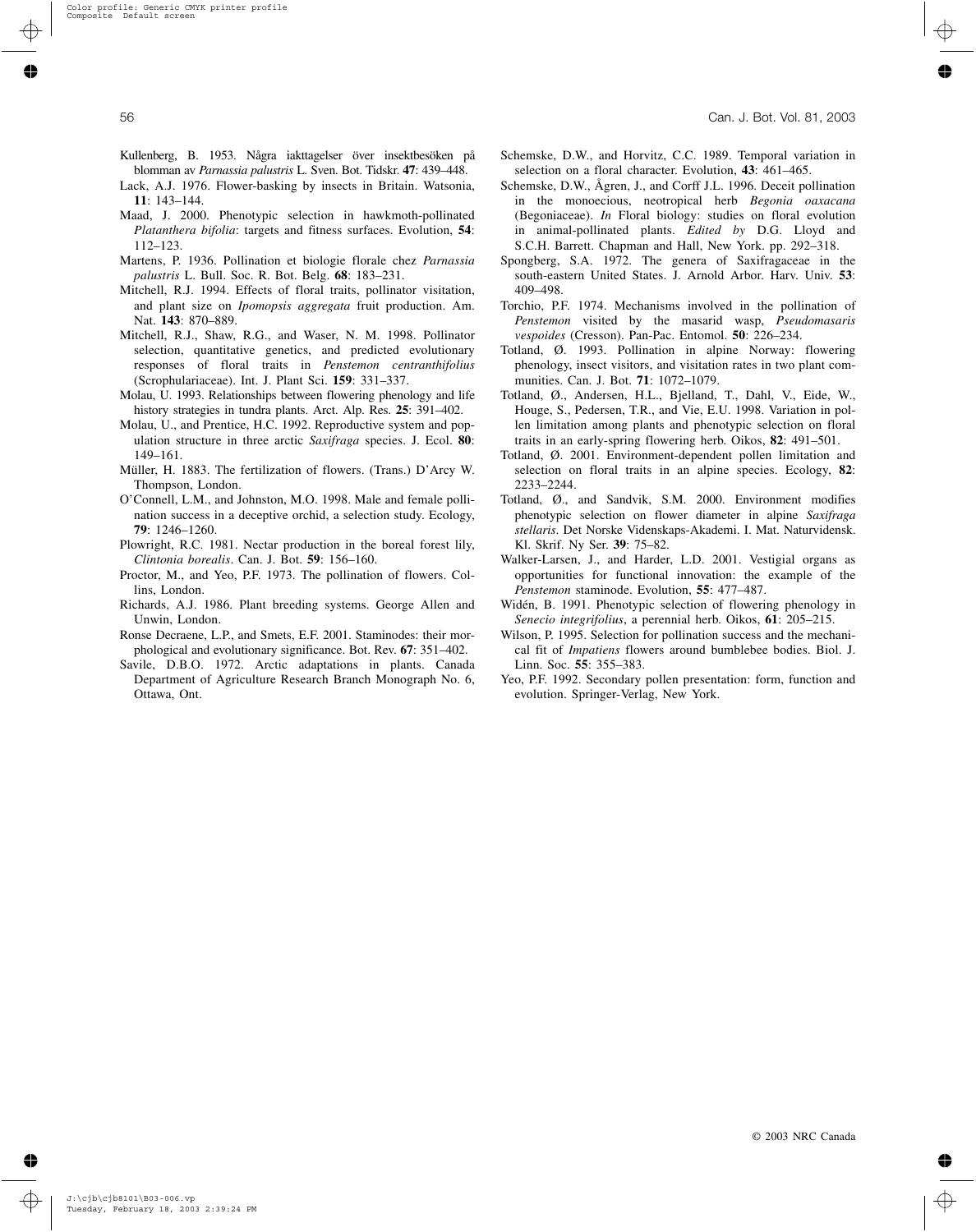Kullenberg, B. 1953. Några iakttagelser över insektbesöken på blomman av *Parnassia palustris* L. Sven. Bot. Tidskr. **47**: 439–448.

Lack, A.J. 1976. Flower-basking by insects in Britain. Watsonia, **11**: 143–144.

Maad, J. 2000. Phenotypic selection in hawkmoth-pollinated *Platanthera bifolia*: targets and fitness surfaces. Evolution, **54**: 112–123.

Martens, P. 1936. Pollination et biologie florale chez *Parnassia palustris* L. Bull. Soc. R. Bot. Belg. **68**: 183–231.

Mitchell, R.J. 1994. Effects of floral traits, pollinator visitation, and plant size on *Ipomopsis aggregata* fruit production. Am. Nat. **143**: 870–889.

Mitchell, R.J., Shaw, R.G., and Waser, N. M. 1998. Pollinator selection, quantitative genetics, and predicted evolutionary responses of floral traits in *Penstemon centranthifolius* (Scrophulariaceae). Int. J. Plant Sci. **159**: 331–337.

Molau, U. 1993. Relationships between flowering phenology and life history strategies in tundra plants. Arct. Alp. Res. **25**: 391–402.

Molau, U., and Prentice, H.C. 1992. Reproductive system and population structure in three arctic *Saxifraga* species. J. Ecol. **80**: 149–161.

Müller, H. 1883. The fertilization of flowers. (Trans.) D'Arcy W. Thompson, London.

O'Connell, L.M., and Johnston, M.O. 1998. Male and female pollination success in a deceptive orchid, a selection study. Ecology, **79**: 1246–1260.

Plowright, R.C. 1981. Nectar production in the boreal forest lily, *Clintonia borealis*. Can. J. Bot. **59**: 156–160.

Proctor, M., and Yeo, P.F. 1973. The pollination of flowers. Collins, London.

Richards, A.J. 1986. Plant breeding systems. George Allen and Unwin, London.

Ronse Decraene, L.P., and Smets, E.F. 2001. Staminodes: their morphological and evolutionary significance. Bot. Rev. **67**: 351–402.

Savile, D.B.O. 1972. Arctic adaptations in plants. Canada Department of Agriculture Research Branch Monograph No. 6, Ottawa, Ont.

Schemske, D.W., and Horvitz, C.C. 1989. Temporal variation in selection on a floral character. Evolution, **43**: 461–465.

Schemske, D.W., Ågren, J., and Corff J.L. 1996. Deceit pollination in the monoecious, neotropical herb *Begonia oaxacana* (Begoniaceae). *In* Floral biology: studies on floral evolution in animal-pollinated plants. *Edited by* D.G. Lloyd and S.C.H. Barrett. Chapman and Hall, New York. pp. 292–318.

Spongberg, S.A. 1972. The genera of Saxifragaceae in the south-eastern United States. J. Arnold Arbor. Harv. Univ. **53**: 409–498.

Torchio, P.F. 1974. Mechanisms involved in the pollination of *Penstemon* visited by the masarid wasp, *Pseudomasaris vespoides* (Cresson). Pan-Pac. Entomol. **50**: 226–234.

Totland, Ø. 1993. Pollination in alpine Norway: flowering phenology, insect visitors, and visitation rates in two plant communities. Can. J. Bot. **71**: 1072–1079.

Totland, Ø., Andersen, H.L., Bjelland, T., Dahl, V., Eide, W., Houge, S., Pedersen, T.R., and Vie, E.U. 1998. Variation in pollen limitation among plants and phenotypic selection on floral traits in an early-spring flowering herb. Oikos, **82**: 491–501.

Totland, Ø. 2001. Environment-dependent pollen limitation and selection on floral traits in an alpine species. Ecology, **82**: 2233–2244.

Totland, Ø., and Sandvik, S.M. 2000. Environment modifies phenotypic selection on flower diameter in alpine *Saxifraga stellaris*. Det Norske Videnskaps-Akademi. I. Mat. Naturvidensk. Kl. Skrif. Ny Ser. **39**: 75–82.

Walker-Larsen, J., and Harder, L.D. 2001. Vestigial organs as opportunities for functional innovation: the example of the *Penstemon* staminode. Evolution, **55**: 477–487.

Widén, B. 1991. Phenotypic selection of flowering phenology in *Senecio integrifolius*, a perennial herb. Oikos, **61**: 205–215.

Wilson, P. 1995. Selection for pollination success and the mechanical fit of *Impatiens* flowers around bumblebee bodies. Biol. J. Linn. Soc. **55**: 355–383.

Yeo, P.F. 1992. Secondary pollen presentation: form, function and evolution. Springer-Verlag, New York.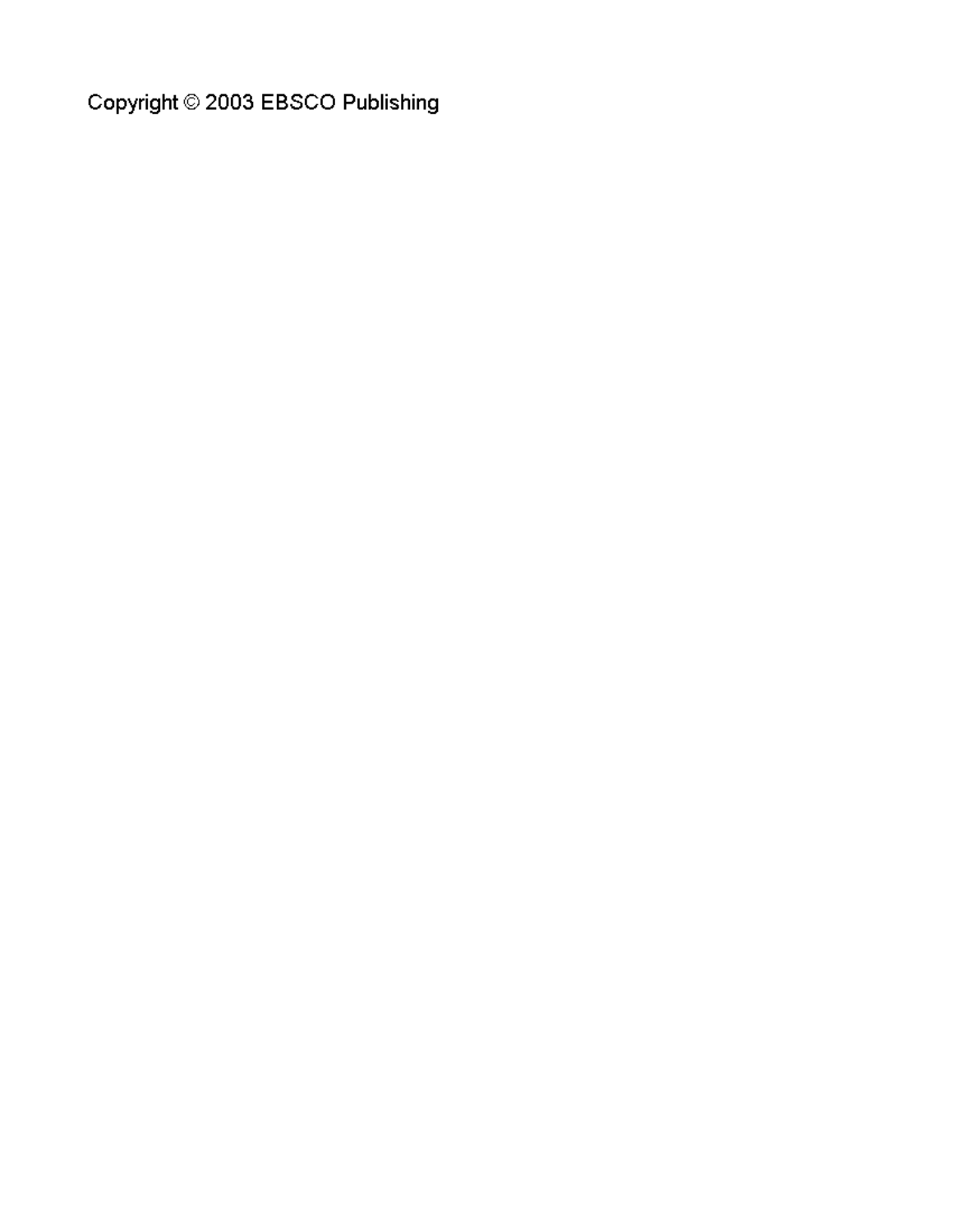Copyright © 2003 EBSCO Publishing